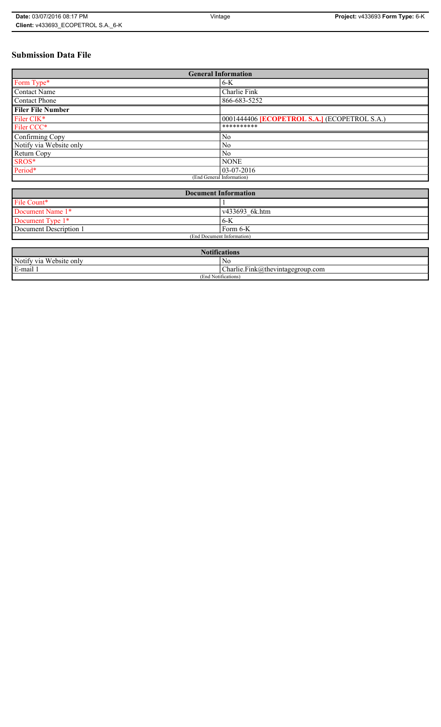# Submission Data File

| General Information | |
|---|---|
| Form Type* | 6-K |
| Contact Name | Charlie Fink |
| Contact Phone | 866-683-5252 |
| **Filer File Number** | |
| Filer CIK* | 0001444406 **[ECOPETROL S.A.]** (ECOPETROL S.A.) |
| Filer CCC* | ********** |
| Confirming Copy | No |
| Notify via Website only | No |
| Return Copy | No |
| SROS* | NONE |
| Period* | 03-07-2016 |
| (End General Information) | |

| Document Information | |
|---|---|
| File Count* | 1 |
| Document Name 1* | v433693_6k.htm |
| Document Type 1* | 6-K |
| Document Description 1 | Form 6-K |
| (End Document Information) | |

| Notifications | |
|---|---|
| Notify via Website only | No |
| E-mail 1 | Charlie.Fink@thevintagegroup.com |
| (End Notifications) | |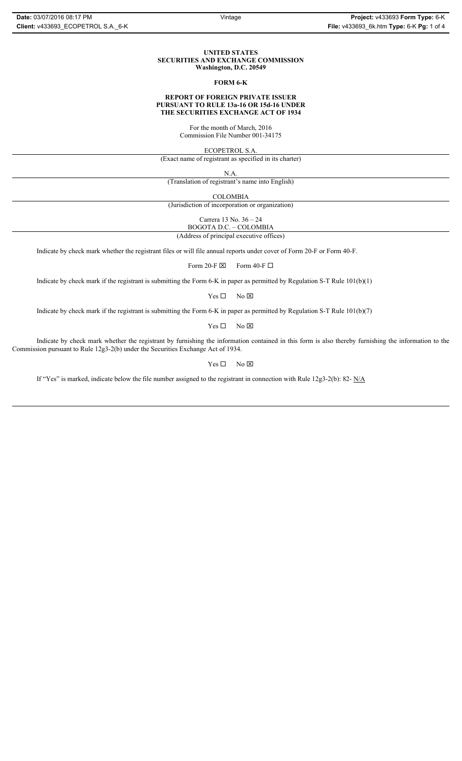**UNITED STATES**
**SECURITIES AND EXCHANGE COMMISSION**
**Washington, D.C. 20549**

**FORM 6-K**

**REPORT OF FOREIGN PRIVATE ISSUER**
**PURSUANT TO RULE 13a-16 OR 15d-16 UNDER**
**THE SECURITIES EXCHANGE ACT OF 1934**

For the month of March, 2016
Commission File Number 001-34175

ECOPETROL S.A.

(Exact name of registrant as specified in its charter)

N.A.

(Translation of registrant's name into English)

COLOMBIA

(Jurisdiction of incorporation or organization)

Carrera 13 No. 36 – 24
BOGOTA D.C. – COLOMBIA

(Address of principal executive offices)

Indicate by check mark whether the registrant files or will file annual reports under cover of Form 20-F or Form 40-F.

Form 20-F ☒ Form 40-F ☐

Indicate by check mark if the registrant is submitting the Form 6-K in paper as permitted by Regulation S-T Rule 101(b)(1)

Yes ☐ No ☒

Indicate by check mark if the registrant is submitting the Form 6-K in paper as permitted by Regulation S-T Rule 101(b)(7)

Yes ☐ No ☒

Indicate by check mark whether the registrant by furnishing the information contained in this form is also thereby furnishing the information to the Commission pursuant to Rule 12g3-2(b) under the Securities Exchange Act of 1934.

Yes ☐ No ☒

If "Yes" is marked, indicate below the file number assigned to the registrant in connection with Rule 12g3-2(b): 82- N/A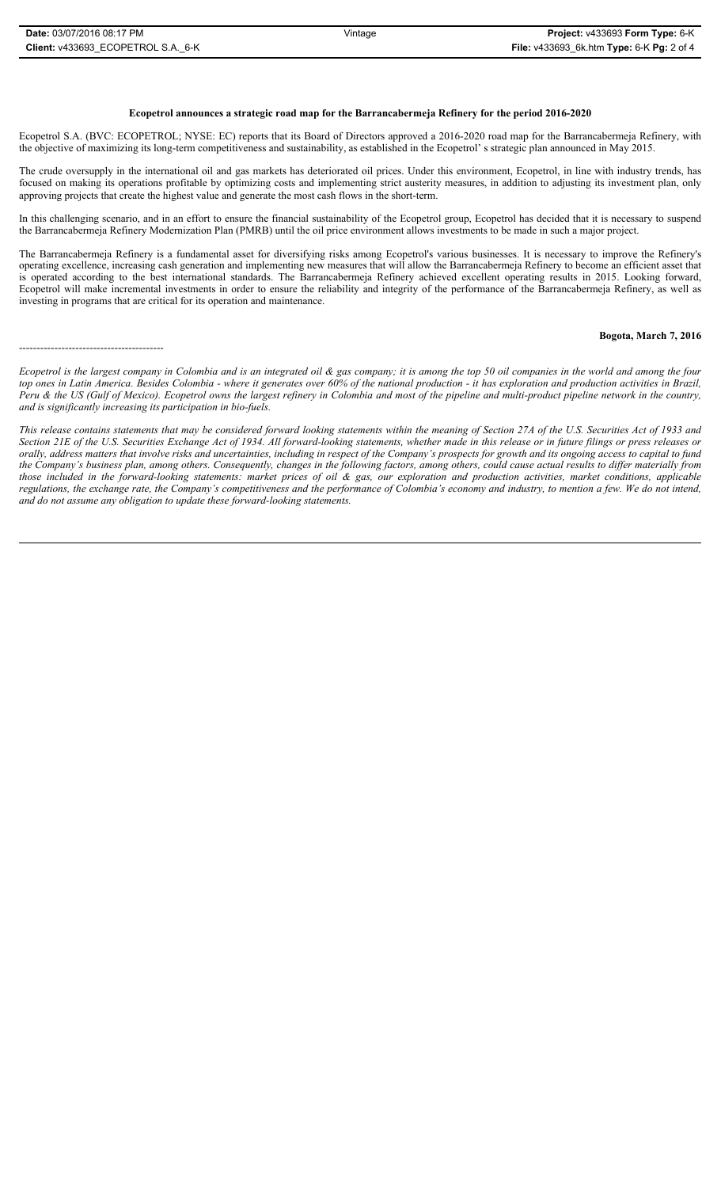**Ecopetrol announces a strategic road map for the Barrancabermeja Refinery for the period 2016-2020**

Ecopetrol S.A. (BVC: ECOPETROL; NYSE: EC) reports that its Board of Directors approved a 2016-2020 road map for the Barrancabermeja Refinery, with the objective of maximizing its long-term competitiveness and sustainability, as established in the Ecopetrol' s strategic plan announced in May 2015.

The crude oversupply in the international oil and gas markets has deteriorated oil prices. Under this environment, Ecopetrol, in line with industry trends, has focused on making its operations profitable by optimizing costs and implementing strict austerity measures, in addition to adjusting its investment plan, only approving projects that create the highest value and generate the most cash flows in the short-term.

In this challenging scenario, and in an effort to ensure the financial sustainability of the Ecopetrol group, Ecopetrol has decided that it is necessary to suspend the Barrancabermeja Refinery Modernization Plan (PMRB) until the oil price environment allows investments to be made in such a major project.

The Barrancabermeja Refinery is a fundamental asset for diversifying risks among Ecopetrol's various businesses. It is necessary to improve the Refinery's operating excellence, increasing cash generation and implementing new measures that will allow the Barrancabermeja Refinery to become an efficient asset that is operated according to the best international standards. The Barrancabermeja Refinery achieved excellent operating results in 2015. Looking forward, Ecopetrol will make incremental investments in order to ensure the reliability and integrity of the performance of the Barrancabermeja Refinery, as well as investing in programs that are critical for its operation and maintenance.

**Bogota, March 7, 2016**

-----------------------------------------

*Ecopetrol is the largest company in Colombia and is an integrated oil & gas company; it is among the top 50 oil companies in the world and among the four top ones in Latin America. Besides Colombia - where it generates over 60% of the national production - it has exploration and production activities in Brazil, Peru & the US (Gulf of Mexico). Ecopetrol owns the largest refinery in Colombia and most of the pipeline and multi-product pipeline network in the country, and is significantly increasing its participation in bio-fuels.*

*This release contains statements that may be considered forward looking statements within the meaning of Section 27A of the U.S. Securities Act of 1933 and Section 21E of the U.S. Securities Exchange Act of 1934. All forward-looking statements, whether made in this release or in future filings or press releases or orally, address matters that involve risks and uncertainties, including in respect of the Company's prospects for growth and its ongoing access to capital to fund the Company's business plan, among others. Consequently, changes in the following factors, among others, could cause actual results to differ materially from those included in the forward-looking statements: market prices of oil & gas, our exploration and production activities, market conditions, applicable regulations, the exchange rate, the Company's competitiveness and the performance of Colombia's economy and industry, to mention a few. We do not intend, and do not assume any obligation to update these forward-looking statements.*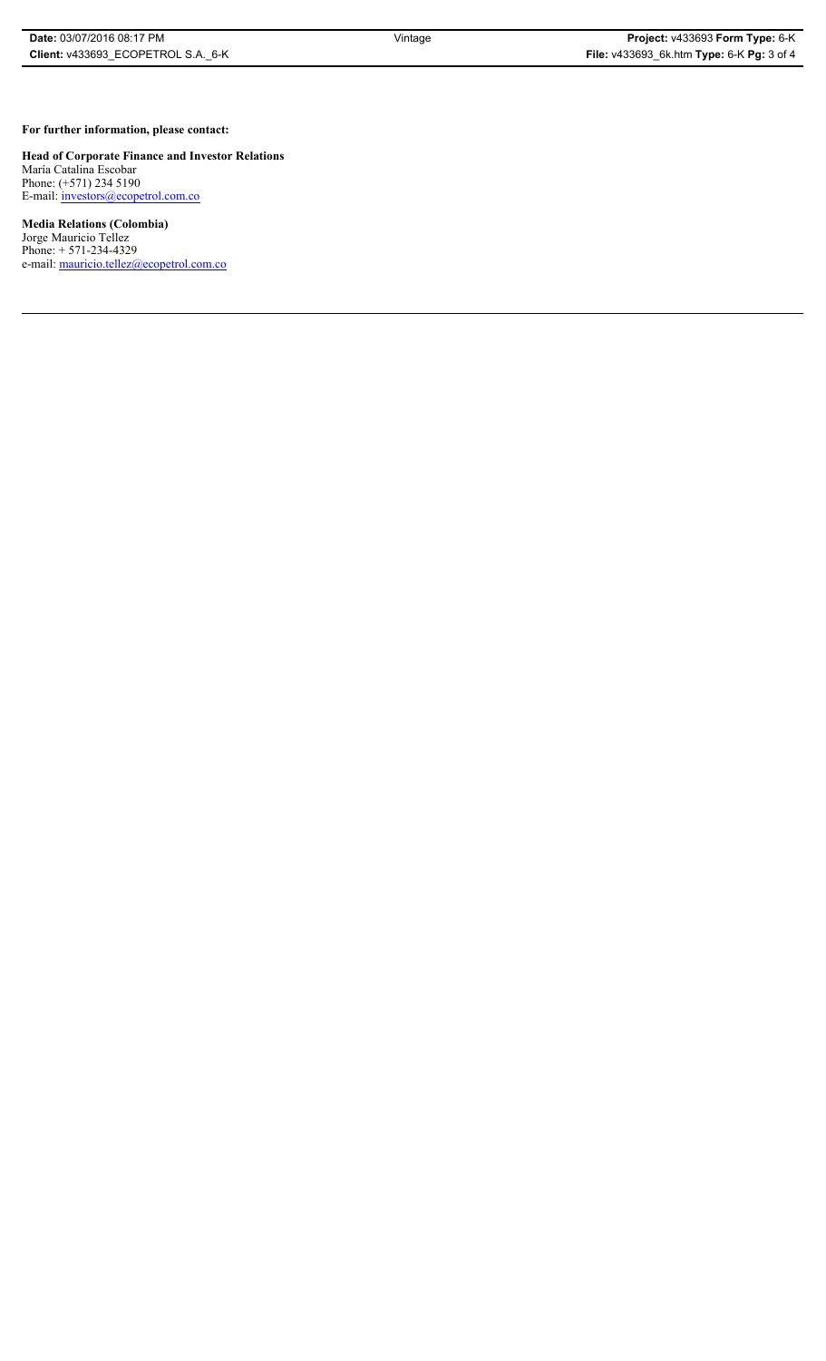**For further information, please contact:**

**Head of Corporate Finance and Investor Relations**
María Catalina Escobar
Phone: (+571) 234 5190
E-mail: investors@ecopetrol.com.co

**Media Relations (Colombia)**
Jorge Mauricio Tellez
Phone: + 571-234-4329
e-mail: mauricio.tellez@ecopetrol.com.co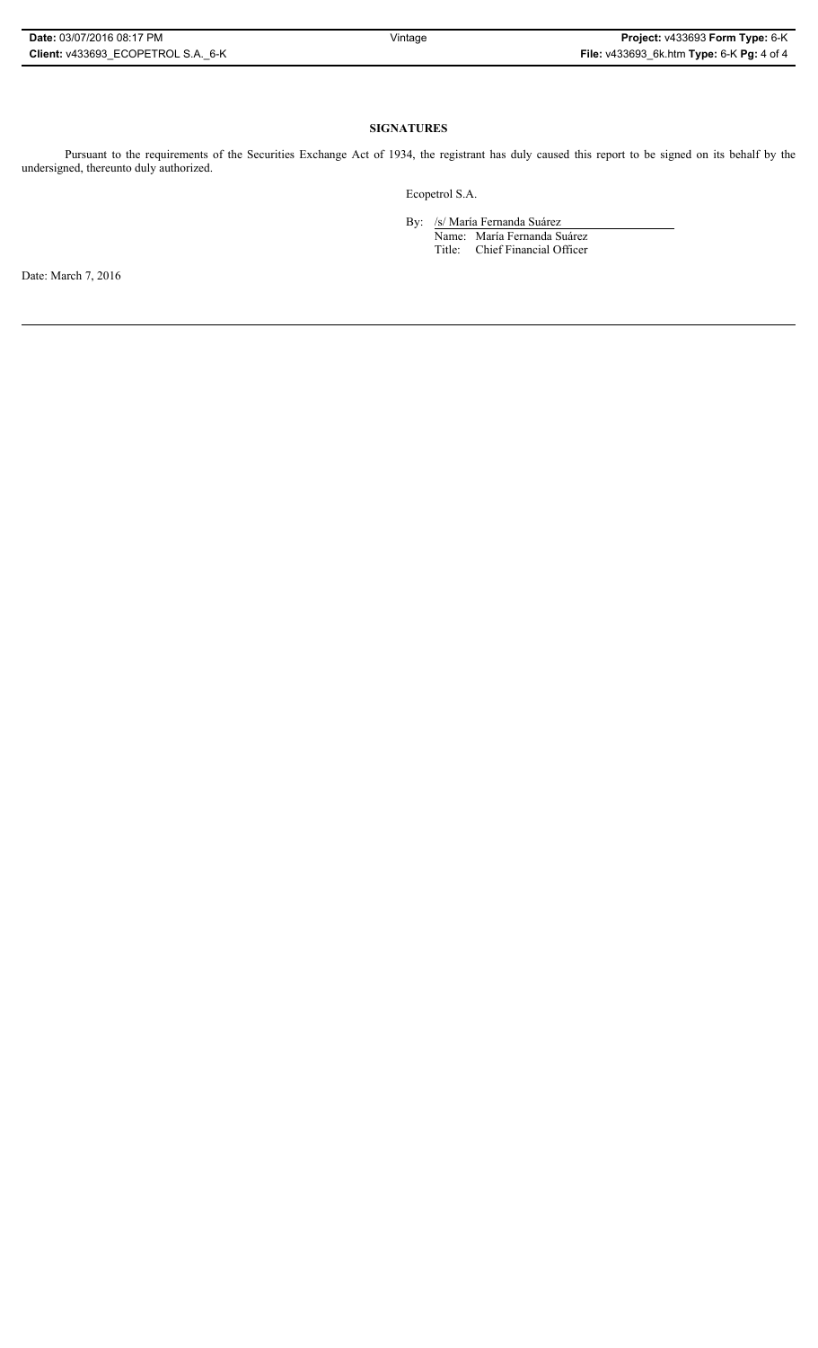## SIGNATURES

Pursuant to the requirements of the Securities Exchange Act of 1934, the registrant has duly caused this report to be signed on its behalf by the undersigned, thereunto duly authorized.

Ecopetrol S.A.

By: /s/ María Fernanda Suárez

Name: María Fernanda Suárez

Title: Chief Financial Officer

Date: March 7, 2016